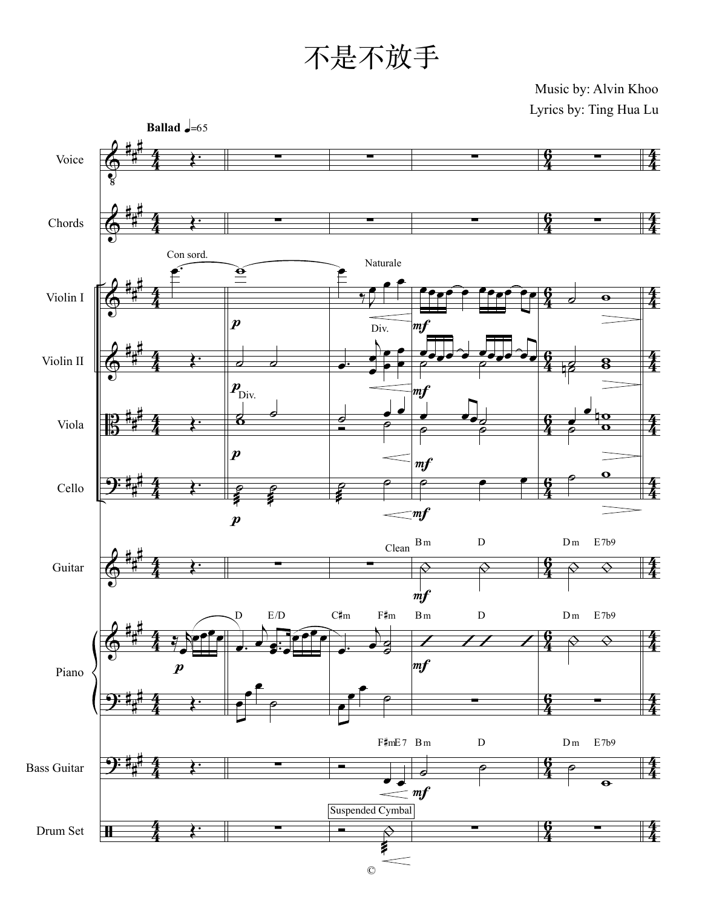# 不是不放手

Music by: Alvin Khoo

Lyrics by: Ting Hua Lu

**Ballad** ♩=65

©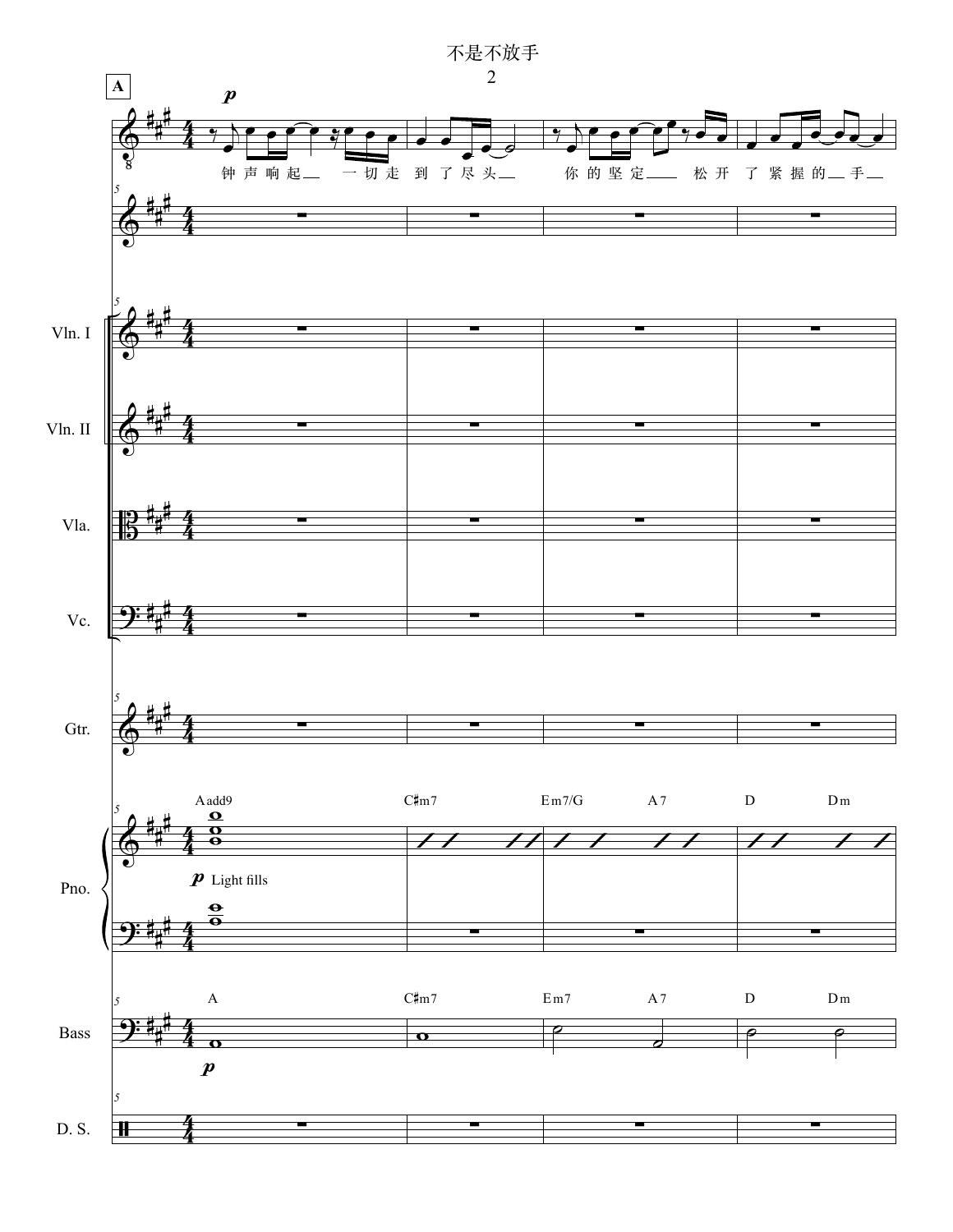# 不是不放手

**A**

钟 声 响 起 一 切 走 到 了 尽 头 你 的 坚 定 松 开 了 紧 握 的 手

Vln. I

Vln. II

Vla.

Vc.

Gtr.

Aadd9 C♯m7 Em7/G A7 D Dm

*p* Light fills

Pno.

A C♯m7 Em7 A7 D Dm

Bass

*p*

D. S.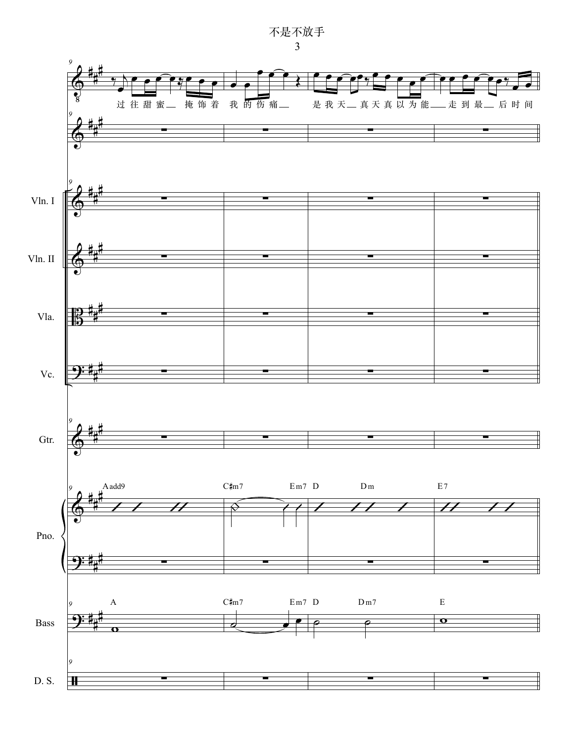# 不是不放手

过 往 甜 蜜 掩 饰 着 我 的 伤 痛 是 我 天 真 天 真 以 为 能 走 到 最 后 时 间

Vln. I

Vln. II

Vla.

Vc.

Gtr.

Aadd9 C♯m7 Em7 D Dm E7

Pno.

A C♯m7 Em7 D Dm7 E

Bass

D. S.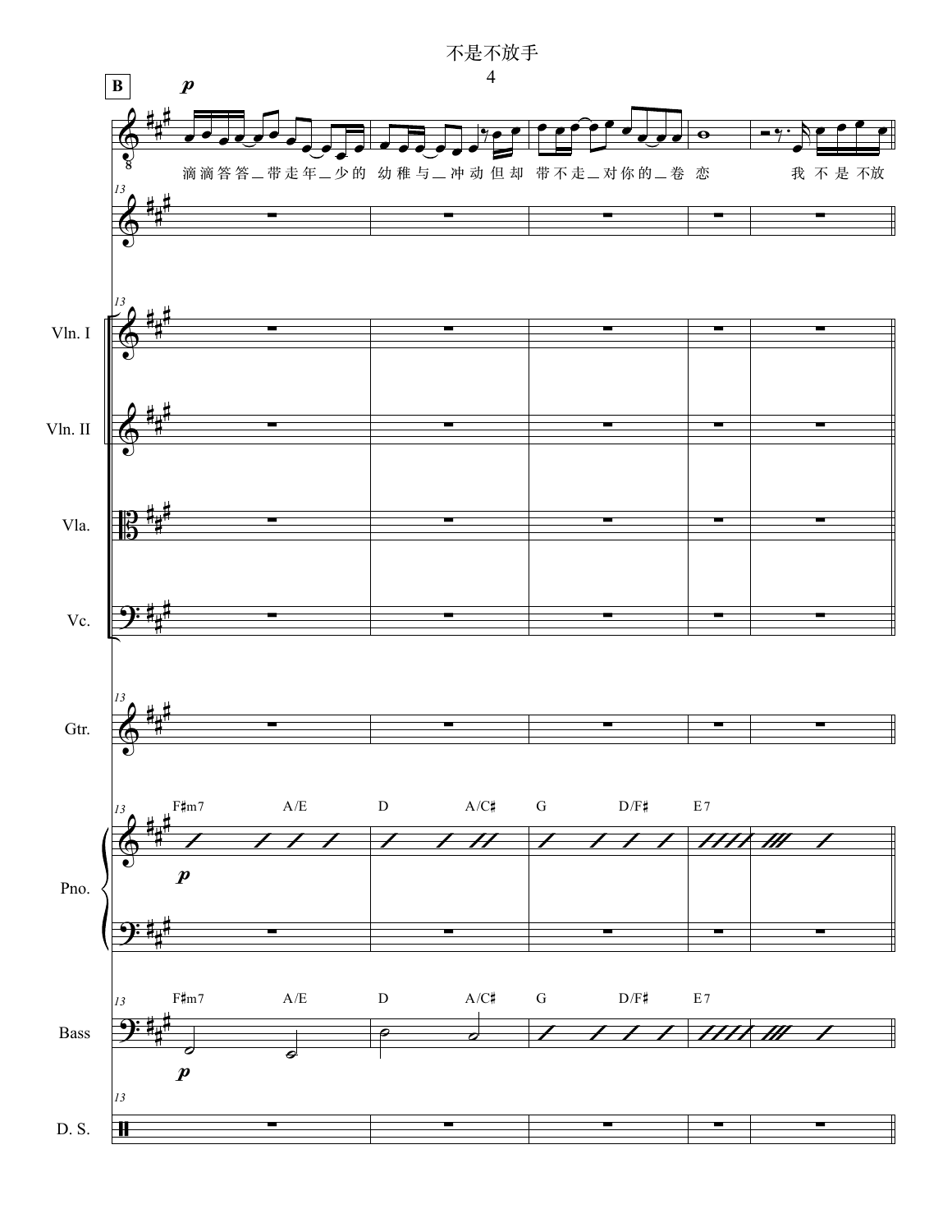# 不是不放手

**B**

*p*

滴滴答答＿带走年＿少的 幼稚与＿冲动但却 带不走＿对你的＿卷 恋 我 不是 不放

Vln. I

Vln. II

Vla.

Vc.

Gtr.

F♯m7 A/E D A/C♯ G D/F♯ E7

Pno.

*p*

F♯m7 A/E D A/C♯ G D/F♯ E7

Bass

*p*

D. S.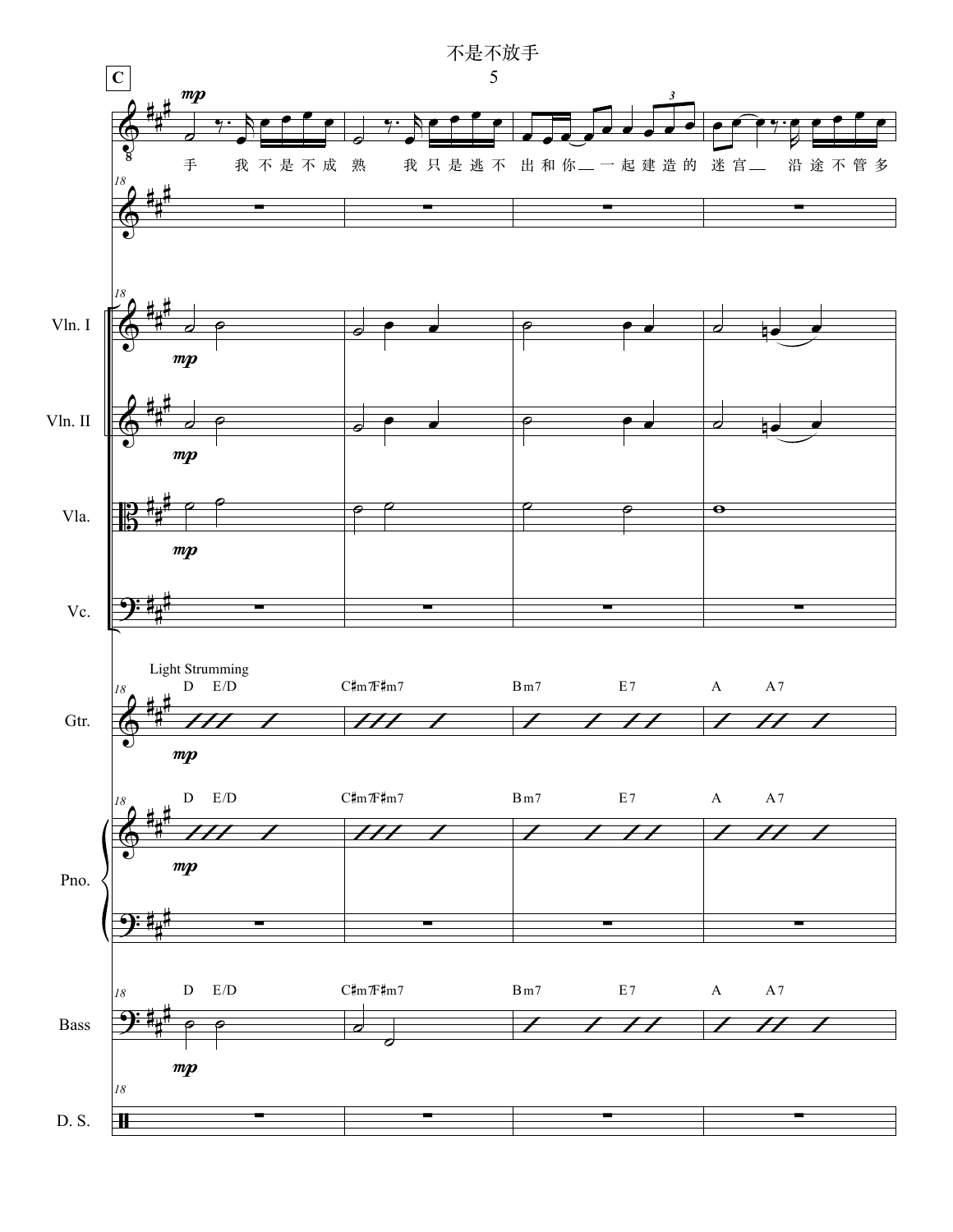# 不是不放手

**C**

手　我不是不成熟　我只是逃不出和你＿一起建造的迷宫＿　沿途不管多

Vln. I

Vln. II

Vla.

Vc.

Light Strumming

D　E/D　C♯m7F♯m7　Bm7　E7　A　A7

Gtr.

Pno.

Bass

D. S.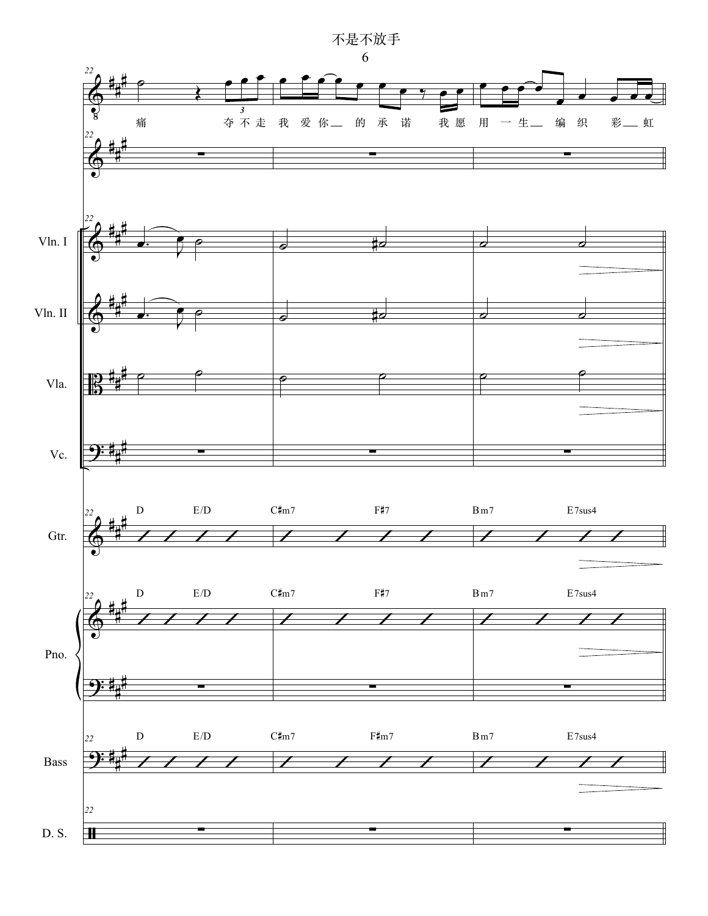不是不放手

痛 夺不走 我爱你 的承诺 我愿 用一生 编织 彩 虹

Vln. I

Vln. II

Vla.

Vc.

Gtr.

D E/D C♯m7 F♯7 Bm7 E7sus4

Pno.

D E/D C♯m7 F♯7 Bm7 E7sus4

Bass

D E/D C♯m7 F♯m7 Bm7 E7sus4

D. S.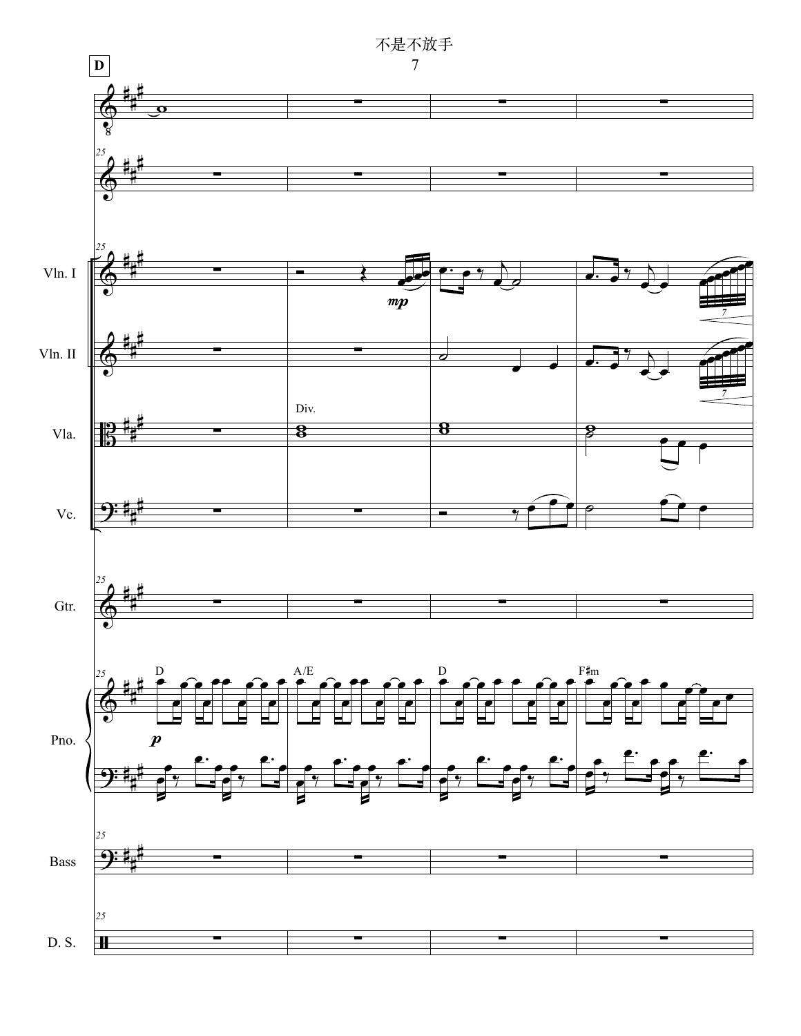D

Vln. I

Vln. II

Vla.

Vc.

Gtr.

Pno.

Bass

D. S.

*mp*

Div.

*p*

D

A/E

D

F♯m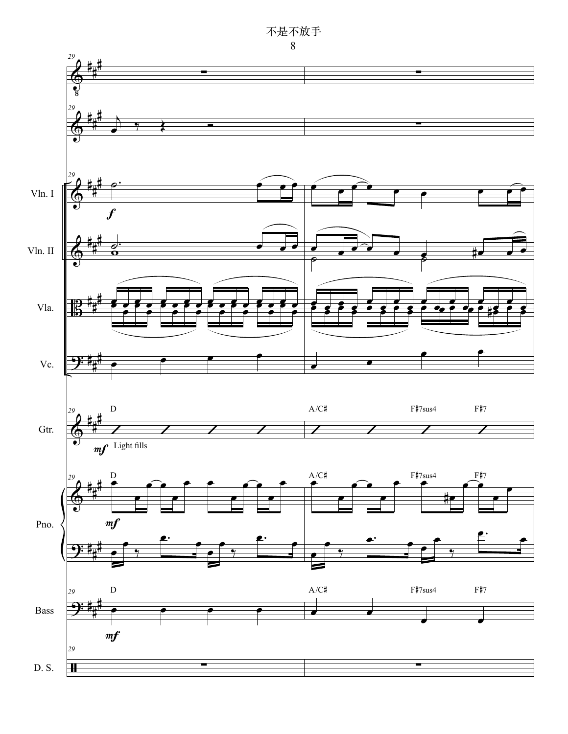# 不是不放手

Vln. I

Vln. II

Vla.

Vc.

Gtr.

D | A/C♯ | F♯7sus4 | F♯7

*mf* Light fills

Pno.

D | A/C♯ | F♯7sus4 | F♯7

*mf*

Bass

D | A/C♯ | F♯7sus4 | F♯7

*mf*

D. S.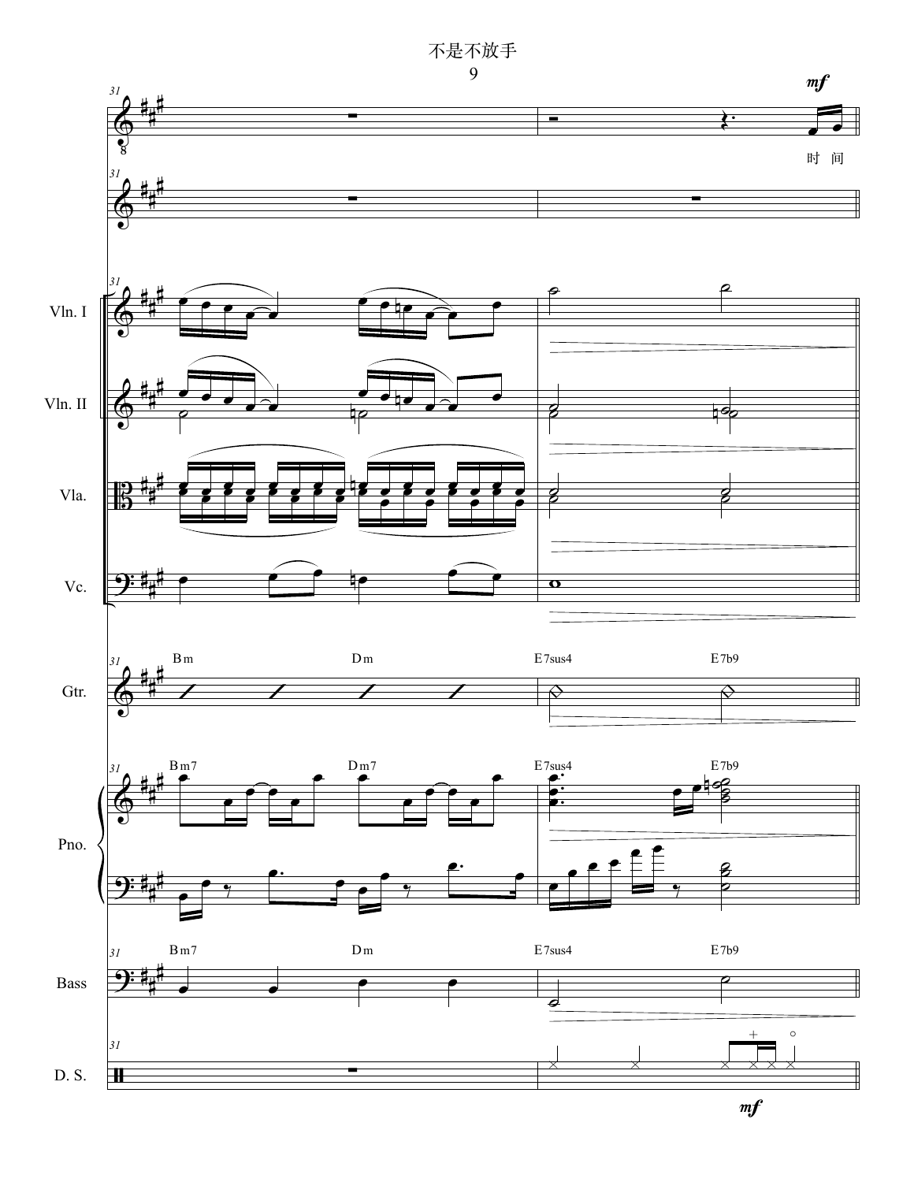# 不是不放手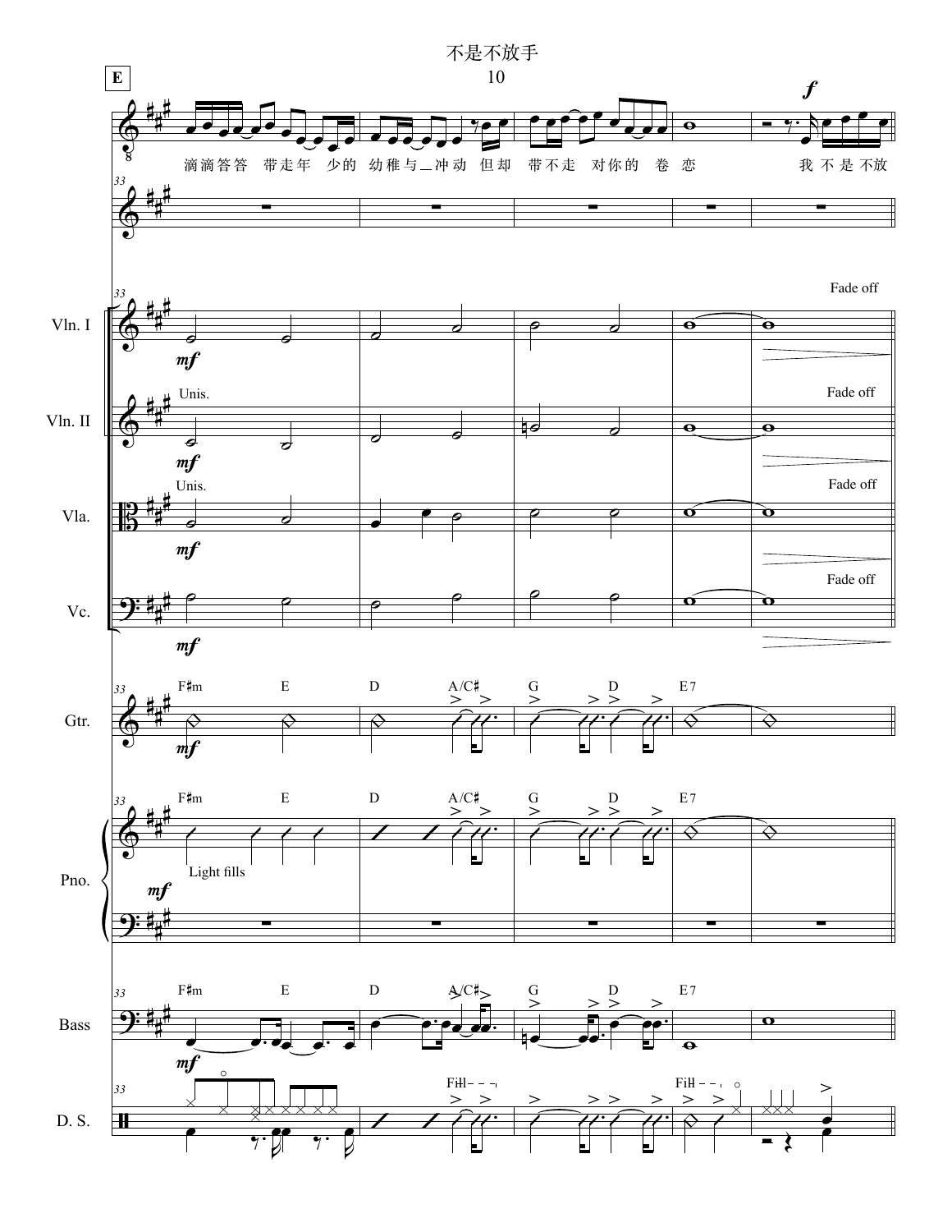E

滴滴答答 带走年 少的 幼稚与＿冲动 但却 带不走 对你的 卷 恋 我 不 是 不放

Vln. I — *mf* — Fade off

Vln. II — Unis. — *mf* — Fade off

Vla. — Unis. — *mf* — Fade off

Vc. — *mf* — Fade off

Gtr. — F♯m E D A/C♯ G D E7 — *mf*

Pno. — F♯m E D A/C♯ G D E7 — Light fills — *mf*

Bass — F♯m E D A/C♯ G D E7 — *mf*

D. S. — Fill — Fill